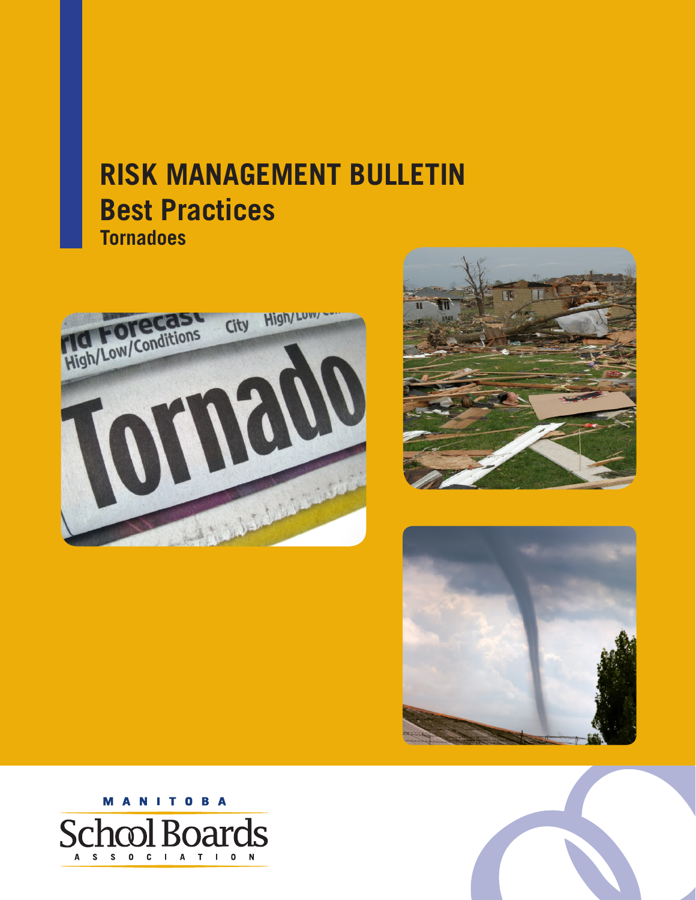# RISK MANAGEMENT BULLETIN

## Best Practices

### Tornadoes

MANITOBA School Boards ASSOCIATION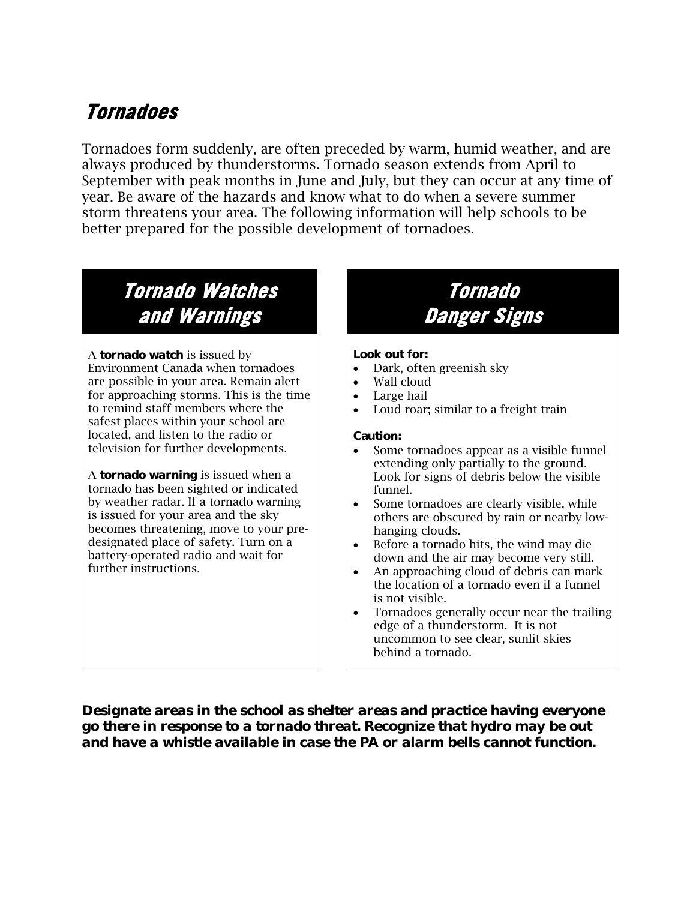# Tornadoes

Tornadoes form suddenly, are often preceded by warm, humid weather, and are always produced by thunderstorms. Tornado season extends from April to September with peak months in June and July, but they can occur at any time of year. Be aware of the hazards and know what to do when a severe summer storm threatens your area. The following information will help schools to be better prepared for the possible development of tornadoes.

## Tornado Watches and Warnings

A **tornado watch** is issued by Environment Canada when tornadoes are possible in your area. Remain alert for approaching storms. This is the time to remind staff members where the safest places within your school are located, and listen to the radio or television for further developments.

A **tornado warning** is issued when a tornado has been sighted or indicated by weather radar. If a tornado warning is issued for your area and the sky becomes threatening, move to your pre-designated place of safety. Turn on a battery-operated radio and wait for further instructions.

## Tornado Danger Signs

**Look out for:**

- Dark, often greenish sky
- Wall cloud
- Large hail
- Loud roar; similar to a freight train

**Caution:**

- Some tornadoes appear as a visible funnel extending only partially to the ground. Look for signs of debris below the visible funnel.
- Some tornadoes are clearly visible, while others are obscured by rain or nearby low-hanging clouds.
- Before a tornado hits, the wind may die down and the air may become very still.
- An approaching cloud of debris can mark the location of a tornado even if a funnel is not visible.
- Tornadoes generally occur near the trailing edge of a thunderstorm. It is not uncommon to see clear, sunlit skies behind a tornado.

**Designate areas in the school as shelter areas and practice having everyone go there in response to a tornado threat. Recognize that hydro may be out and have a whistle available in case the PA or alarm bells cannot function.**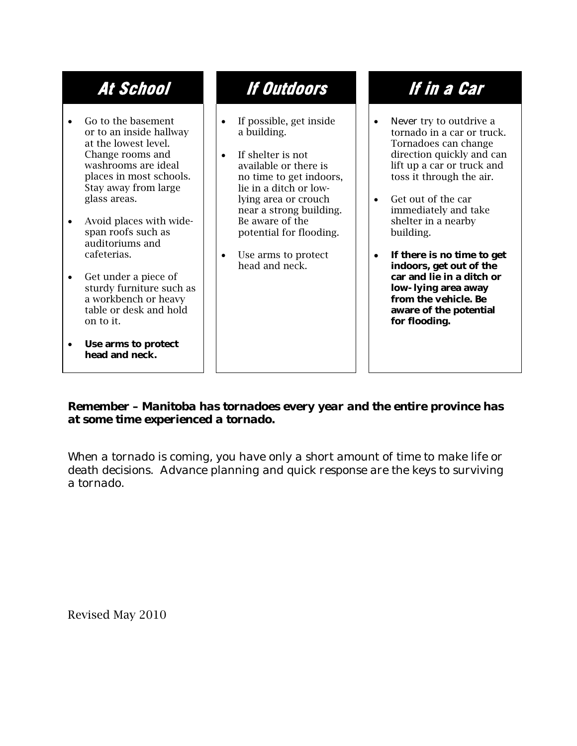## At School

- Go to the basement or to an inside hallway at the lowest level. Change rooms and washrooms are ideal places in most schools. Stay away from large glass areas.
- Avoid places with wide-span roofs such as auditoriums and cafeterias.
- Get under a piece of sturdy furniture such as a workbench or heavy table or desk and hold on to it.
- **Use arms to protect head and neck.**

## If Outdoors

- If possible, get inside a building.
- If shelter is not available or there is no time to get indoors, lie in a ditch or low-lying area or crouch near a strong building. Be aware of the potential for flooding.
- Use arms to protect head and neck.

## If in a Car

- Never try to outdrive a tornado in a car or truck. Tornadoes can change direction quickly and can lift up a car or truck and toss it through the air.
- Get out of the car immediately and take shelter in a nearby building.
- **If there is no time to get indoors, get out of the car and lie in a ditch or low-lying area away from the vehicle. Be aware of the potential for flooding.**

**Remember – Manitoba has tornadoes every year and the entire province has at some time experienced a tornado.**

When a tornado is coming, you have only a short amount of time to make life or death decisions. Advance planning and quick response are the keys to surviving a tornado.

Revised May 2010